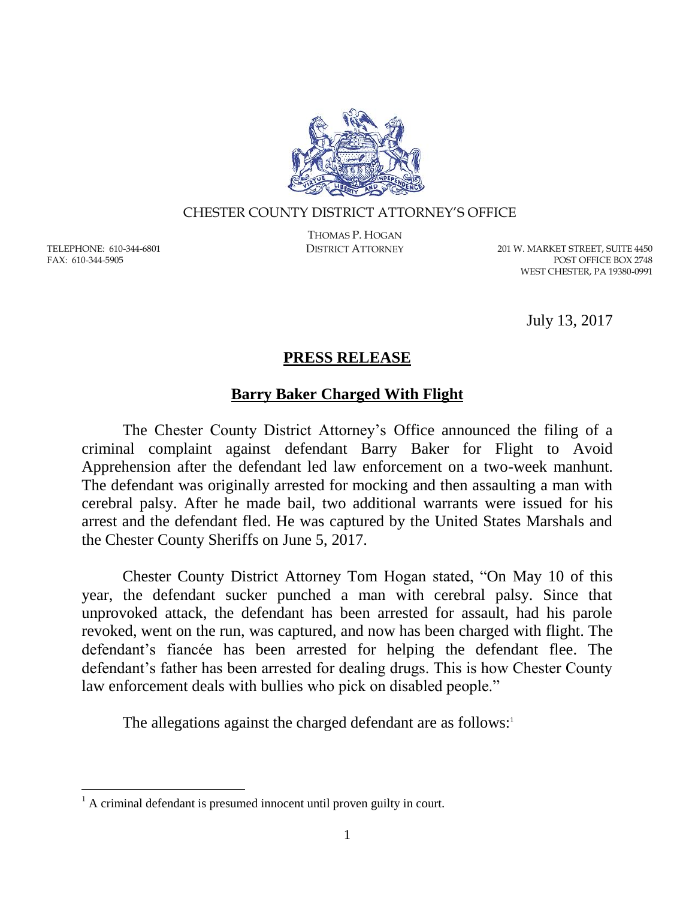CHESTER COUNTY DISTRICT ATTORNEY'S OFFICE

THOMAS P. HOGAN
DISTRICT ATTORNEY

TELEPHONE: 610-344-6801
FAX: 610-344-5905

201 W. MARKET STREET, SUITE 4450
POST OFFICE BOX 2748
WEST CHESTER, PA 19380-0991

July 13, 2017

## **PRESS RELEASE**

### **Barry Baker Charged With Flight**

The Chester County District Attorney's Office announced the filing of a criminal complaint against defendant Barry Baker for Flight to Avoid Apprehension after the defendant led law enforcement on a two-week manhunt. The defendant was originally arrested for mocking and then assaulting a man with cerebral palsy. After he made bail, two additional warrants were issued for his arrest and the defendant fled. He was captured by the United States Marshals and the Chester County Sheriffs on June 5, 2017.

Chester County District Attorney Tom Hogan stated, "On May 10 of this year, the defendant sucker punched a man with cerebral palsy. Since that unprovoked attack, the defendant has been arrested for assault, had his parole revoked, went on the run, was captured, and now has been charged with flight. The defendant's fiancée has been arrested for helping the defendant flee. The defendant's father has been arrested for dealing drugs. This is how Chester County law enforcement deals with bullies who pick on disabled people."

The allegations against the charged defendant are as follows:[1]

---

[1] A criminal defendant is presumed innocent until proven guilty in court.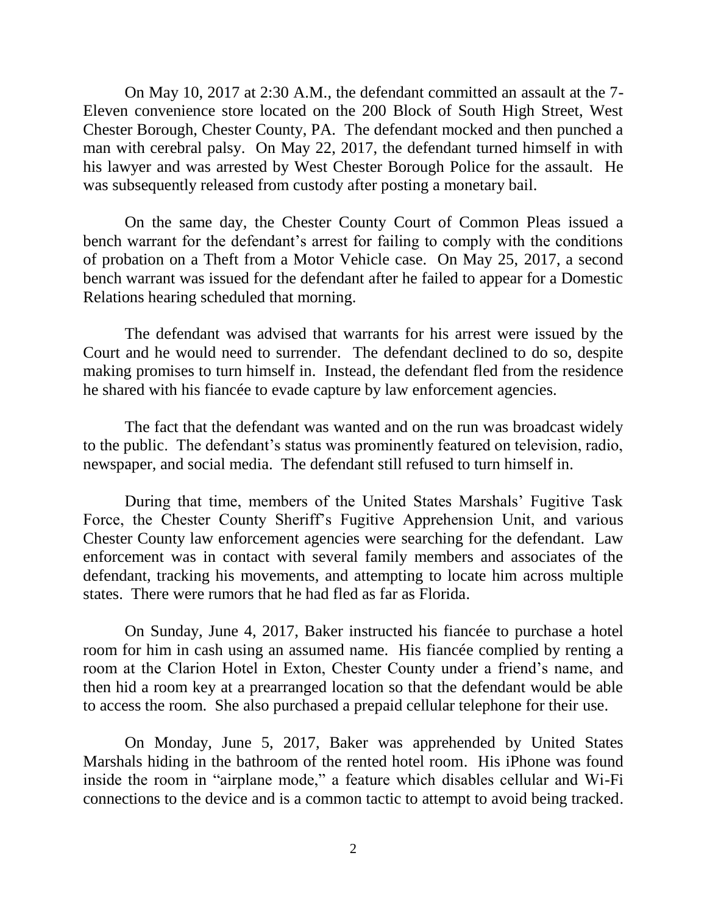On May 10, 2017 at 2:30 A.M., the defendant committed an assault at the 7-Eleven convenience store located on the 200 Block of South High Street, West Chester Borough, Chester County, PA. The defendant mocked and then punched a man with cerebral palsy. On May 22, 2017, the defendant turned himself in with his lawyer and was arrested by West Chester Borough Police for the assault. He was subsequently released from custody after posting a monetary bail.

On the same day, the Chester County Court of Common Pleas issued a bench warrant for the defendant's arrest for failing to comply with the conditions of probation on a Theft from a Motor Vehicle case. On May 25, 2017, a second bench warrant was issued for the defendant after he failed to appear for a Domestic Relations hearing scheduled that morning.

The defendant was advised that warrants for his arrest were issued by the Court and he would need to surrender. The defendant declined to do so, despite making promises to turn himself in. Instead, the defendant fled from the residence he shared with his fiancée to evade capture by law enforcement agencies.

The fact that the defendant was wanted and on the run was broadcast widely to the public. The defendant's status was prominently featured on television, radio, newspaper, and social media. The defendant still refused to turn himself in.

During that time, members of the United States Marshals' Fugitive Task Force, the Chester County Sheriff's Fugitive Apprehension Unit, and various Chester County law enforcement agencies were searching for the defendant. Law enforcement was in contact with several family members and associates of the defendant, tracking his movements, and attempting to locate him across multiple states. There were rumors that he had fled as far as Florida.

On Sunday, June 4, 2017, Baker instructed his fiancée to purchase a hotel room for him in cash using an assumed name. His fiancée complied by renting a room at the Clarion Hotel in Exton, Chester County under a friend's name, and then hid a room key at a prearranged location so that the defendant would be able to access the room. She also purchased a prepaid cellular telephone for their use.

On Monday, June 5, 2017, Baker was apprehended by United States Marshals hiding in the bathroom of the rented hotel room. His iPhone was found inside the room in "airplane mode," a feature which disables cellular and Wi-Fi connections to the device and is a common tactic to attempt to avoid being tracked.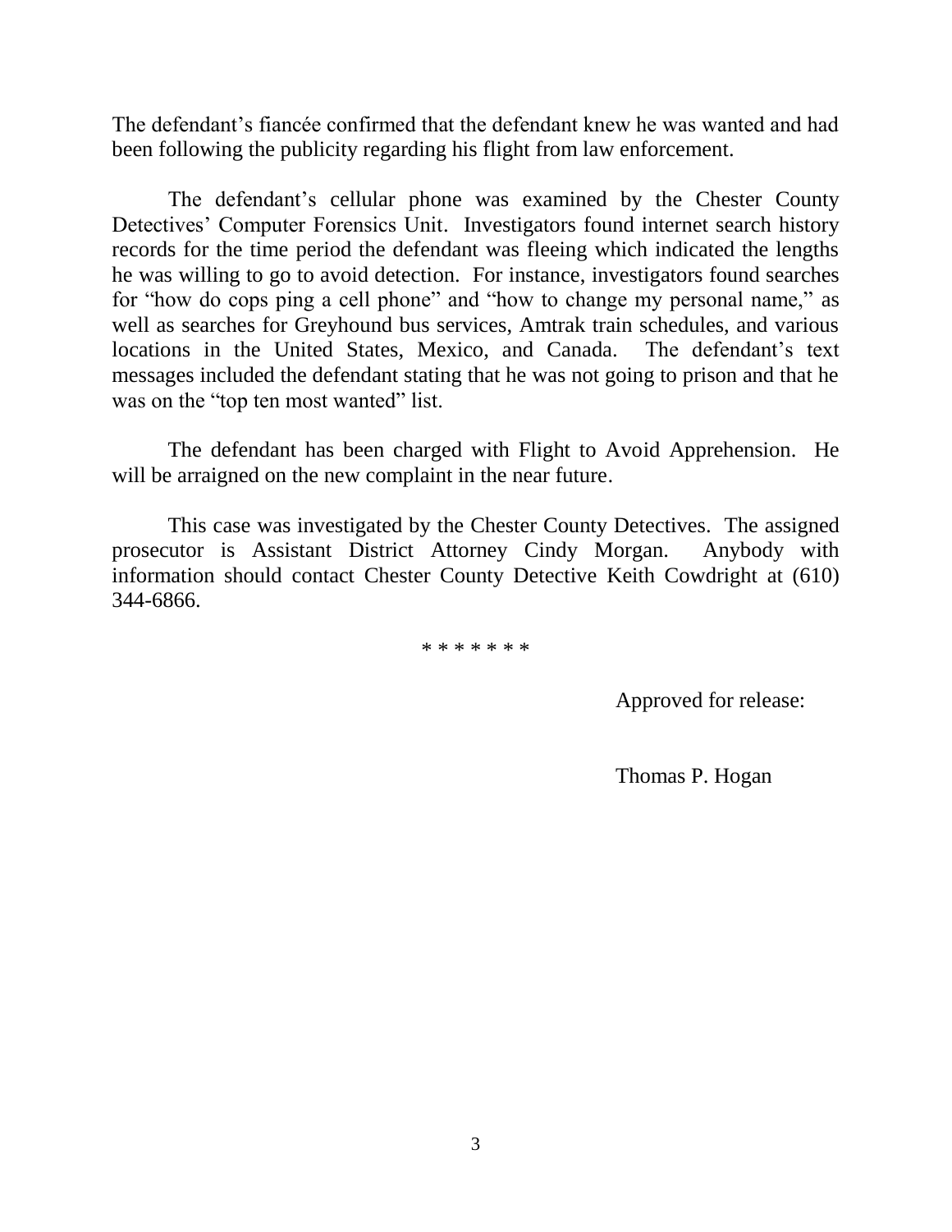The defendant's fiancée confirmed that the defendant knew he was wanted and had been following the publicity regarding his flight from law enforcement.

The defendant's cellular phone was examined by the Chester County Detectives' Computer Forensics Unit. Investigators found internet search history records for the time period the defendant was fleeing which indicated the lengths he was willing to go to avoid detection. For instance, investigators found searches for "how do cops ping a cell phone" and "how to change my personal name," as well as searches for Greyhound bus services, Amtrak train schedules, and various locations in the United States, Mexico, and Canada. The defendant's text messages included the defendant stating that he was not going to prison and that he was on the "top ten most wanted" list.

The defendant has been charged with Flight to Avoid Apprehension. He will be arraigned on the new complaint in the near future.

This case was investigated by the Chester County Detectives. The assigned prosecutor is Assistant District Attorney Cindy Morgan. Anybody with information should contact Chester County Detective Keith Cowdright at (610) 344-6866.

* * * * * * *

Approved for release:

Thomas P. Hogan